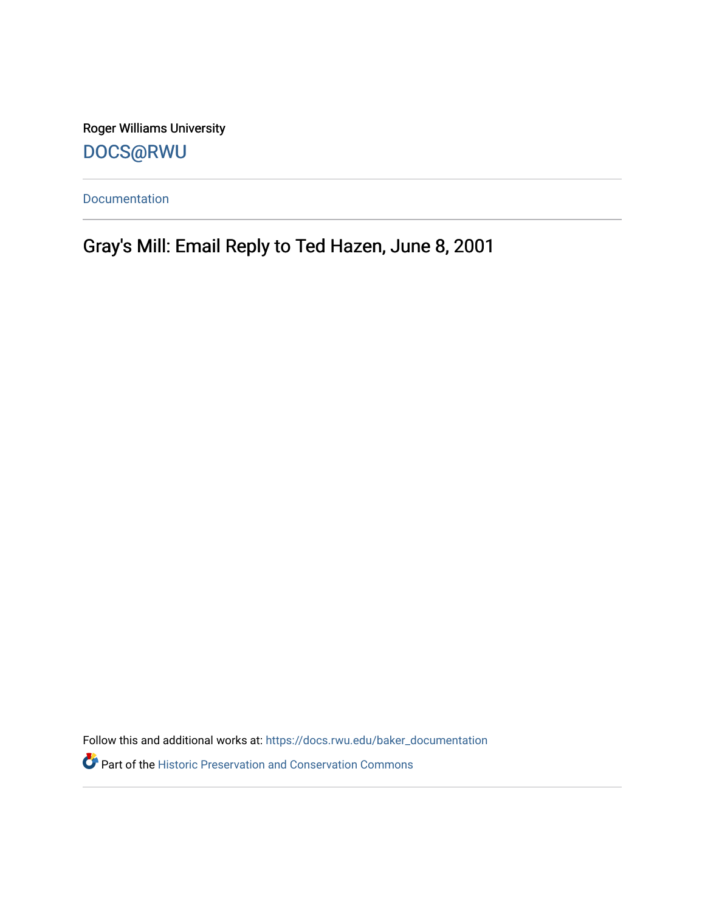Roger Williams University

DOCS@RWU

Documentation

# Gray's Mill: Email Reply to Ted Hazen, June 8, 2001

Follow this and additional works at: https://docs.rwu.edu/baker_documentation

Part of the Historic Preservation and Conservation Commons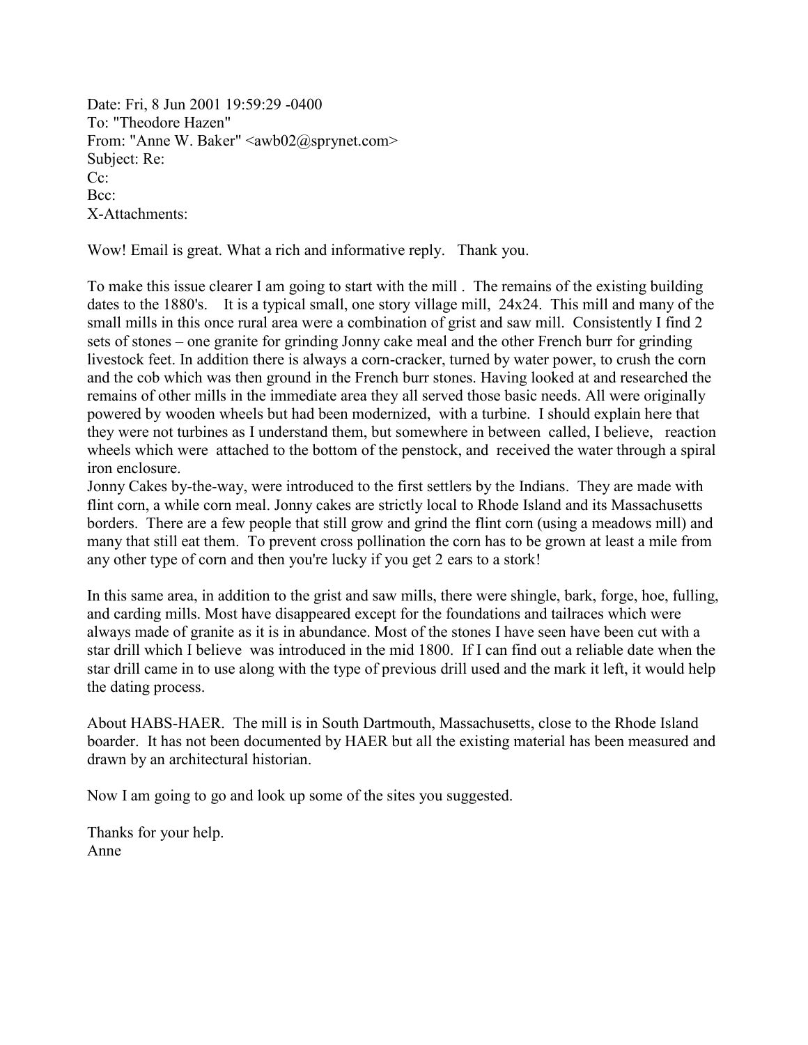Date: Fri, 8 Jun 2001 19:59:29 -0400
To: "Theodore Hazen"
From: "Anne W. Baker" <awb02@sprynet.com>
Subject: Re:
Cc:
Bcc:
X-Attachments:

Wow! Email is great. What a rich and informative reply. Thank you.

To make this issue clearer I am going to start with the mill . The remains of the existing building dates to the 1880's. It is a typical small, one story village mill, 24x24. This mill and many of the small mills in this once rural area were a combination of grist and saw mill. Consistently I find 2 sets of stones – one granite for grinding Jonny cake meal and the other French burr for grinding livestock feet. In addition there is always a corn-cracker, turned by water power, to crush the corn and the cob which was then ground in the French burr stones. Having looked at and researched the remains of other mills in the immediate area they all served those basic needs. All were originally powered by wooden wheels but had been modernized, with a turbine. I should explain here that they were not turbines as I understand them, but somewhere in between called, I believe, reaction wheels which were attached to the bottom of the penstock, and received the water through a spiral iron enclosure.
Jonny Cakes by-the-way, were introduced to the first settlers by the Indians. They are made with flint corn, a while corn meal. Jonny cakes are strictly local to Rhode Island and its Massachusetts borders. There are a few people that still grow and grind the flint corn (using a meadows mill) and many that still eat them. To prevent cross pollination the corn has to be grown at least a mile from any other type of corn and then you're lucky if you get 2 ears to a stork!

In this same area, in addition to the grist and saw mills, there were shingle, bark, forge, hoe, fulling, and carding mills. Most have disappeared except for the foundations and tailraces which were always made of granite as it is in abundance. Most of the stones I have seen have been cut with a star drill which I believe was introduced in the mid 1800. If I can find out a reliable date when the star drill came in to use along with the type of previous drill used and the mark it left, it would help the dating process.

About HABS-HAER. The mill is in South Dartmouth, Massachusetts, close to the Rhode Island boarder. It has not been documented by HAER but all the existing material has been measured and drawn by an architectural historian.

Now I am going to go and look up some of the sites you suggested.

Thanks for your help.
Anne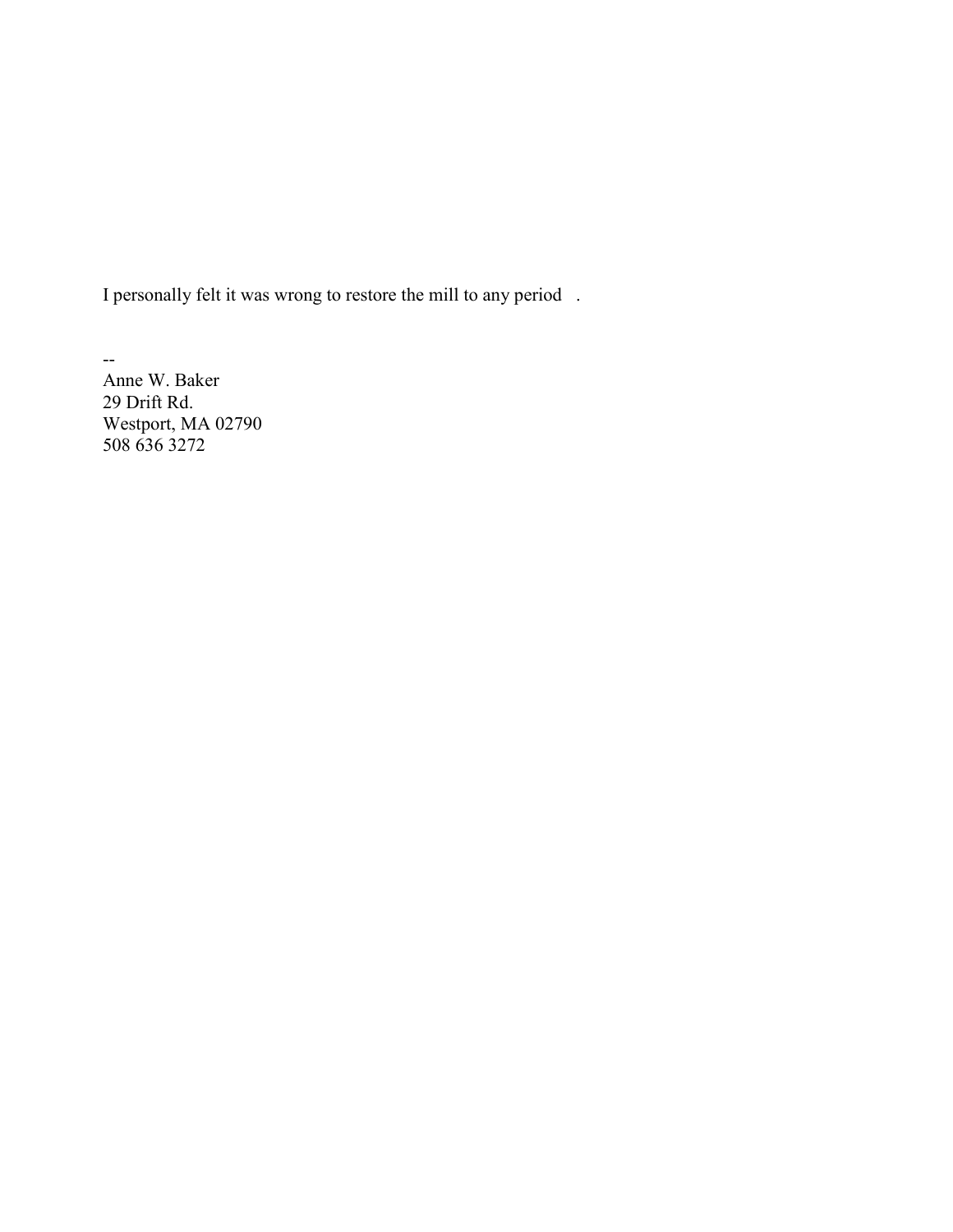I personally felt it was wrong to restore the mill to any period .

--
Anne W. Baker
29 Drift Rd.
Westport, MA 02790
508 636 3272